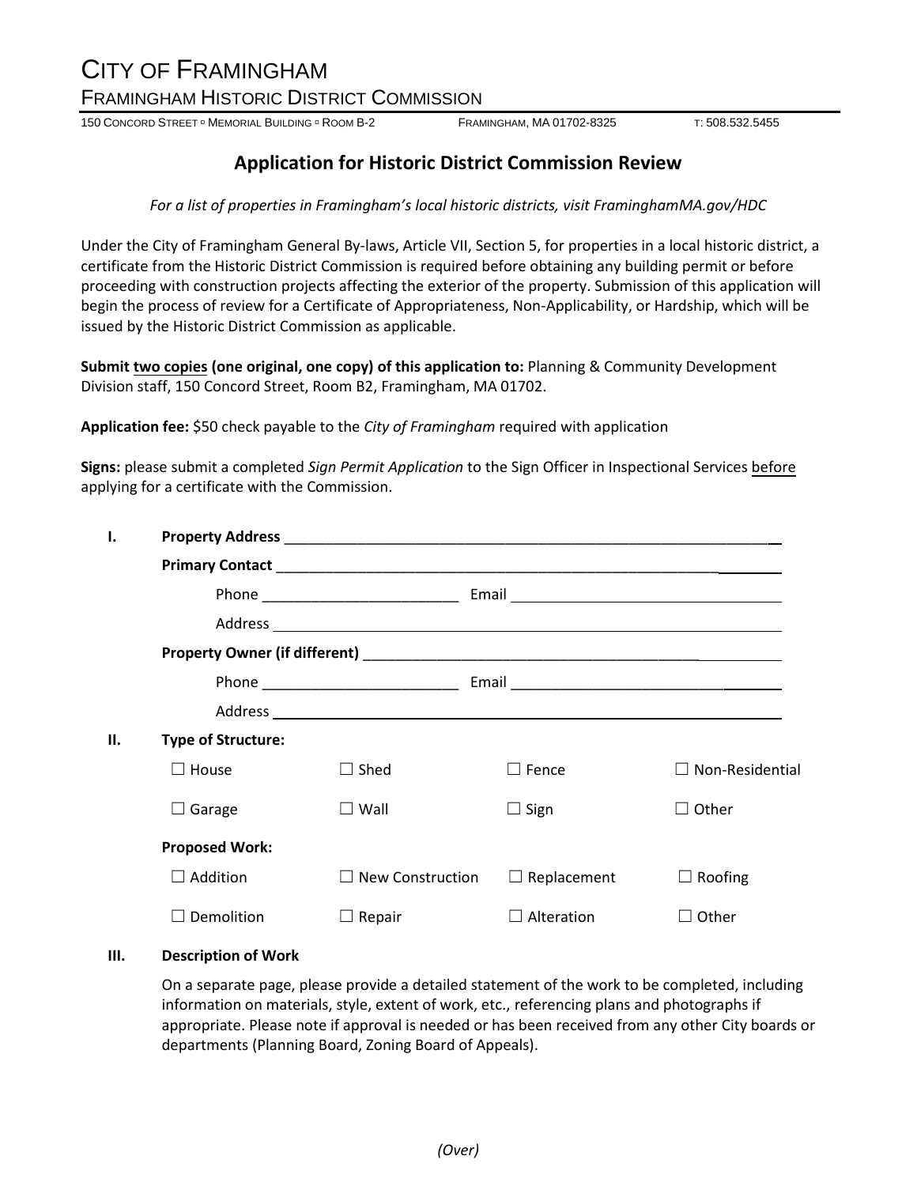# CITY OF FRAMINGHAM

## FRAMINGHAM HISTORIC DISTRICT COMMISSION

150 CONCORD STREET ▫ MEMORIAL BUILDING ▫ ROOM B-2  FRAMINGHAM, MA 01702-8325  T: 508.532.5455

## Application for Historic District Commission Review

*For a list of properties in Framingham's local historic districts, visit FraminghamMA.gov/HDC*

Under the City of Framingham General By-laws, Article VII, Section 5, for properties in a local historic district, a certificate from the Historic District Commission is required before obtaining any building permit or before proceeding with construction projects affecting the exterior of the property. Submission of this application will begin the process of review for a Certificate of Appropriateness, Non-Applicability, or Hardship, which will be issued by the Historic District Commission as applicable.

**Submit two copies (one original, one copy) of this application to:** Planning & Community Development Division staff, 150 Concord Street, Room B2, Framingham, MA 01702.

**Application fee:** $50 check payable to the *City of Framingham* required with application

**Signs:** please submit a completed *Sign Permit Application* to the Sign Officer in Inspectional Services before applying for a certificate with the Commission.

**I. Property Address** ______________________________

**Primary Contact** ______________________________

Phone ____________________ Email ____________________

Address ______________________________

**Property Owner (if different)** ______________________________

Phone ____________________ Email ____________________

Address ______________________________

**II. Type of Structure:**

| | | | |
|---|---|---|---|
| ☐ House | ☐ Shed | ☐ Fence | ☐ Non-Residential |
| ☐ Garage | ☐ Wall | ☐ Sign | ☐ Other |

**Proposed Work:**

| | | | |
|---|---|---|---|
| ☐ Addition | ☐ New Construction | ☐ Replacement | ☐ Roofing |
| ☐ Demolition | ☐ Repair | ☐ Alteration | ☐ Other |

**III. Description of Work**

On a separate page, please provide a detailed statement of the work to be completed, including information on materials, style, extent of work, etc., referencing plans and photographs if appropriate. Please note if approval is needed or has been received from any other City boards or departments (Planning Board, Zoning Board of Appeals).

*(Over)*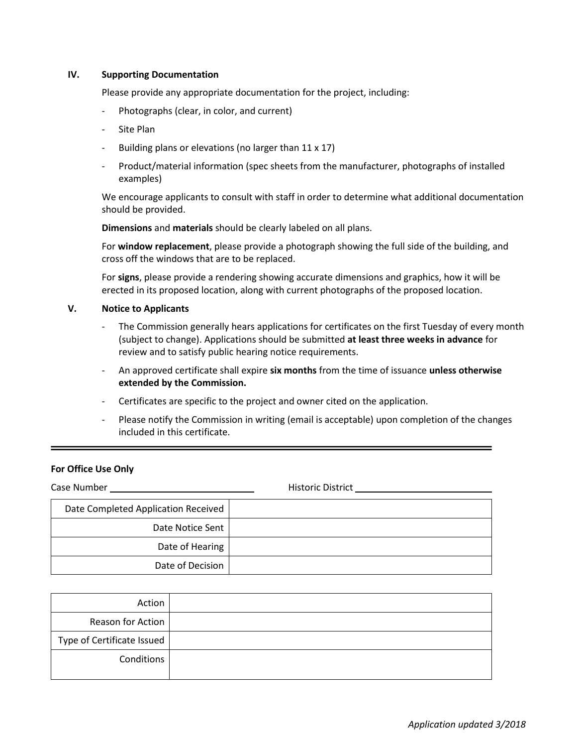### IV. Supporting Documentation

Please provide any appropriate documentation for the project, including:

- Photographs (clear, in color, and current)
- Site Plan
- Building plans or elevations (no larger than 11 x 17)
- Product/material information (spec sheets from the manufacturer, photographs of installed examples)

We encourage applicants to consult with staff in order to determine what additional documentation should be provided.

**Dimensions** and **materials** should be clearly labeled on all plans.

For **window replacement**, please provide a photograph showing the full side of the building, and cross off the windows that are to be replaced.

For **signs**, please provide a rendering showing accurate dimensions and graphics, how it will be erected in its proposed location, along with current photographs of the proposed location.

### V. Notice to Applicants

- The Commission generally hears applications for certificates on the first Tuesday of every month (subject to change). Applications should be submitted **at least three weeks in advance** for review and to satisfy public hearing notice requirements.
- An approved certificate shall expire **six months** from the time of issuance **unless otherwise extended by the Commission.**
- Certificates are specific to the project and owner cited on the application.
- Please notify the Commission in writing (email is acceptable) upon completion of the changes included in this certificate.

---

**For Office Use Only**

Case Number ____________________ Historic District ____________________

| | |
|---|---|
| Date Completed Application Received | |
| Date Notice Sent | |
| Date of Hearing | |
| Date of Decision | |

| | |
|---|---|
| Action | |
| Reason for Action | |
| Type of Certificate Issued | |
| Conditions | |

*Application updated 3/2018*